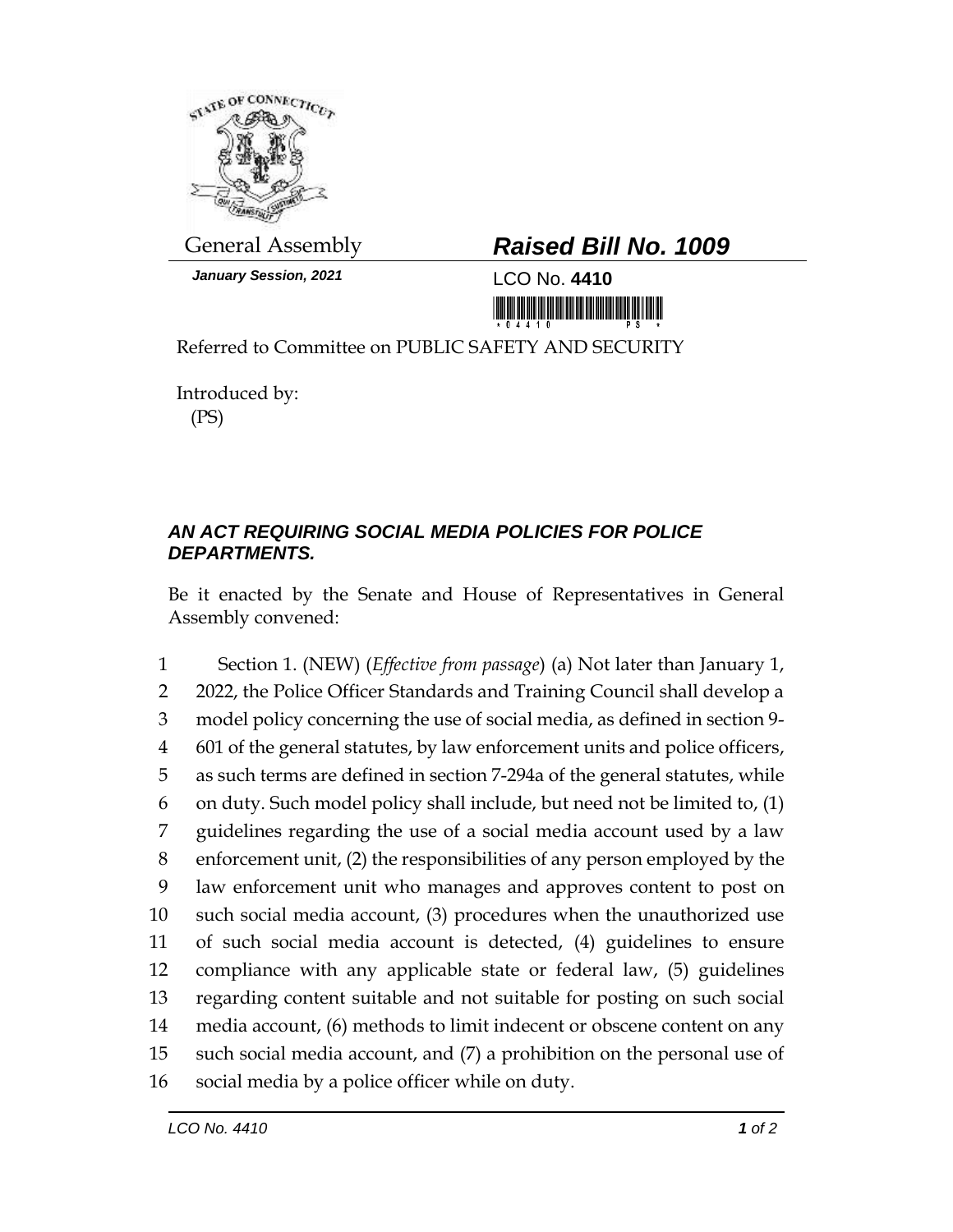General Assembly

***January Session, 2021***

# ***Raised Bill No. 1009***

LCO No. **4410**

Referred to Committee on PUBLIC SAFETY AND SECURITY

Introduced by:
(PS)

## ***AN ACT REQUIRING SOCIAL MEDIA POLICIES FOR POLICE DEPARTMENTS.***

Be it enacted by the Senate and House of Representatives in General Assembly convened:

1 Section 1. (NEW) (*Effective from passage*) (a) Not later than January 1,
2 2022, the Police Officer Standards and Training Council shall develop a
3 model policy concerning the use of social media, as defined in section 9-
4 601 of the general statutes, by law enforcement units and police officers,
5 as such terms are defined in section 7-294a of the general statutes, while
6 on duty. Such model policy shall include, but need not be limited to, (1)
7 guidelines regarding the use of a social media account used by a law
8 enforcement unit, (2) the responsibilities of any person employed by the
9 law enforcement unit who manages and approves content to post on
10 such social media account, (3) procedures when the unauthorized use
11 of such social media account is detected, (4) guidelines to ensure
12 compliance with any applicable state or federal law, (5) guidelines
13 regarding content suitable and not suitable for posting on such social
14 media account, (6) methods to limit indecent or obscene content on any
15 such social media account, and (7) a prohibition on the personal use of
16 social media by a police officer while on duty.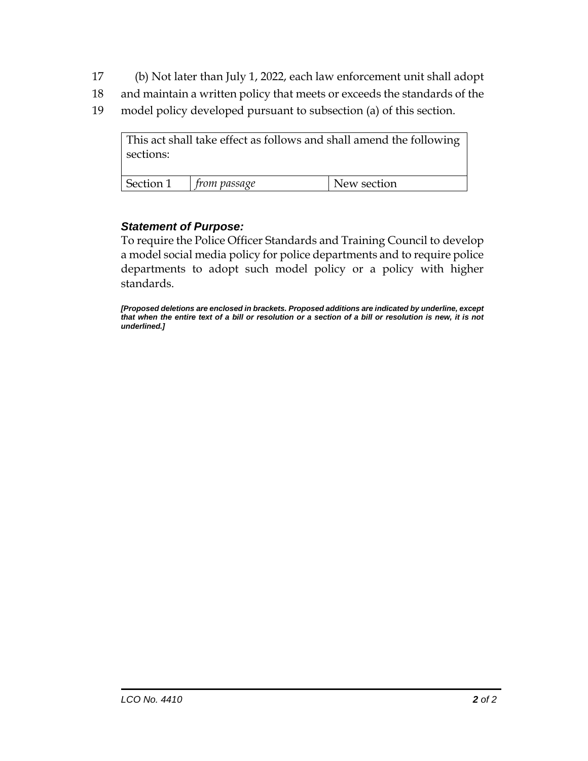17 (b) Not later than July 1, 2022, each law enforcement unit shall adopt
18 and maintain a written policy that meets or exceeds the standards of the
19 model policy developed pursuant to subsection (a) of this section.

| This act shall take effect as follows and shall amend the following sections: | | |
|---|---|---|
| Section 1 | *from passage* | New section |

***Statement of Purpose:***

To require the Police Officer Standards and Training Council to develop a model social media policy for police departments and to require police departments to adopt such model policy or a policy with higher standards.

***[Proposed deletions are enclosed in brackets. Proposed additions are indicated by underline, except that when the entire text of a bill or resolution or a section of a bill or resolution is new, it is not underlined.]***

*LCO No. 4410*